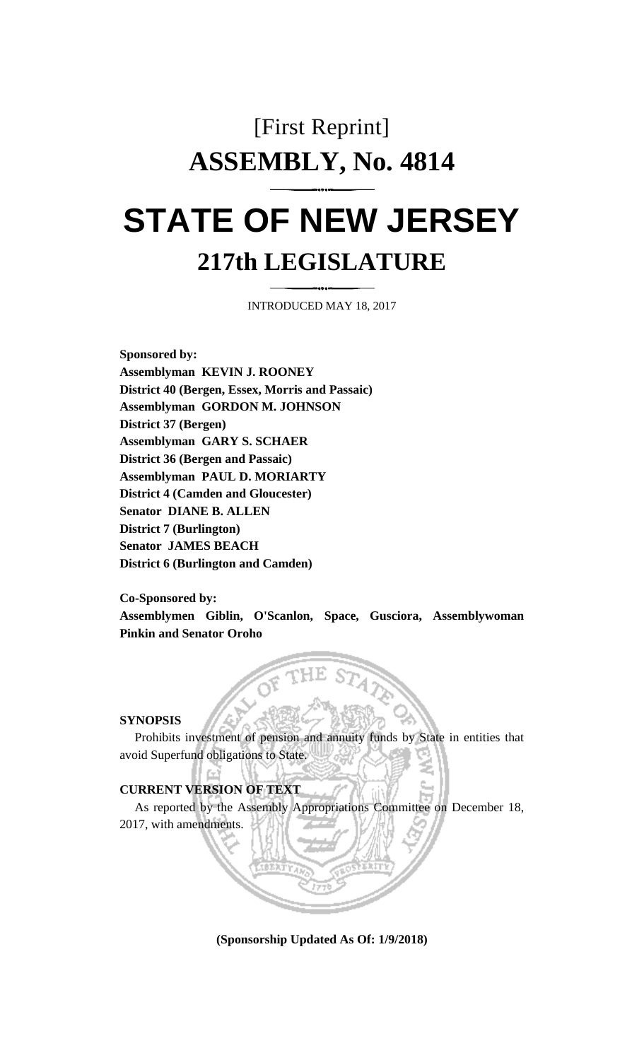[First Reprint]

# ASSEMBLY, No. 4814

# STATE OF NEW JERSEY

## 217th LEGISLATURE

INTRODUCED MAY 18, 2017

**Sponsored by:**
**Assemblyman KEVIN J. ROONEY**
**District 40 (Bergen, Essex, Morris and Passaic)**
**Assemblyman GORDON M. JOHNSON**
**District 37 (Bergen)**
**Assemblyman GARY S. SCHAER**
**District 36 (Bergen and Passaic)**
**Assemblyman PAUL D. MORIARTY**
**District 4 (Camden and Gloucester)**
**Senator DIANE B. ALLEN**
**District 7 (Burlington)**
**Senator JAMES BEACH**
**District 6 (Burlington and Camden)**

**Co-Sponsored by:**
**Assemblymen Giblin, O'Scanlon, Space, Gusciora, Assemblywoman Pinkin and Senator Oroho**

**SYNOPSIS**

Prohibits investment of pension and annuity funds by State in entities that avoid Superfund obligations to State.

**CURRENT VERSION OF TEXT**

As reported by the Assembly Appropriations Committee on December 18, 2017, with amendments.

**(Sponsorship Updated As Of: 1/9/2018)**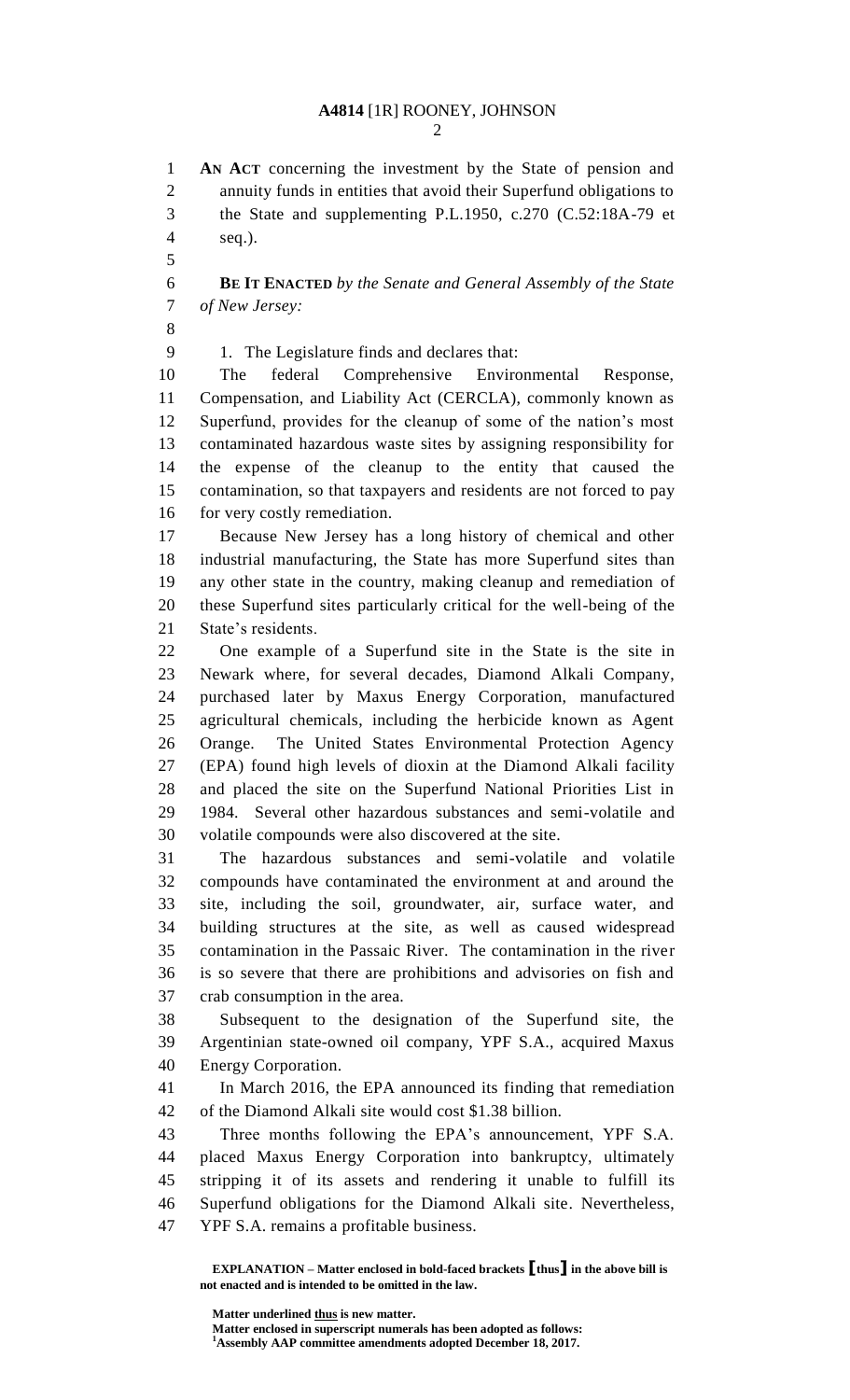**AN ACT** concerning the investment by the State of pension and annuity funds in entities that avoid their Superfund obligations to the State and supplementing P.L.1950, c.270 (C.52:18A-79 et seq.).

**BE IT ENACTED** *by the Senate and General Assembly of the State of New Jersey:*

1. The Legislature finds and declares that:

The federal Comprehensive Environmental Response, Compensation, and Liability Act (CERCLA), commonly known as Superfund, provides for the cleanup of some of the nation's most contaminated hazardous waste sites by assigning responsibility for the expense of the cleanup to the entity that caused the contamination, so that taxpayers and residents are not forced to pay for very costly remediation.

Because New Jersey has a long history of chemical and other industrial manufacturing, the State has more Superfund sites than any other state in the country, making cleanup and remediation of these Superfund sites particularly critical for the well-being of the State's residents.

One example of a Superfund site in the State is the site in Newark where, for several decades, Diamond Alkali Company, purchased later by Maxus Energy Corporation, manufactured agricultural chemicals, including the herbicide known as Agent Orange. The United States Environmental Protection Agency (EPA) found high levels of dioxin at the Diamond Alkali facility and placed the site on the Superfund National Priorities List in 1984. Several other hazardous substances and semi-volatile and volatile compounds were also discovered at the site.

The hazardous substances and semi-volatile and volatile compounds have contaminated the environment at and around the site, including the soil, groundwater, air, surface water, and building structures at the site, as well as caused widespread contamination in the Passaic River. The contamination in the river is so severe that there are prohibitions and advisories on fish and crab consumption in the area.

Subsequent to the designation of the Superfund site, the Argentinian state-owned oil company, YPF S.A., acquired Maxus Energy Corporation.

In March 2016, the EPA announced its finding that remediation of the Diamond Alkali site would cost $1.38 billion.

Three months following the EPA's announcement, YPF S.A. placed Maxus Energy Corporation into bankruptcy, ultimately stripping it of its assets and rendering it unable to fulfill its Superfund obligations for the Diamond Alkali site. Nevertheless, YPF S.A. remains a profitable business.

**EXPLANATION – Matter enclosed in bold-faced brackets [thus] in the above bill is not enacted and is intended to be omitted in the law.**

**Matter underlined thus is new matter.**
**Matter enclosed in superscript numerals has been adopted as follows:**
[1]**Assembly AAP committee amendments adopted December 18, 2017.**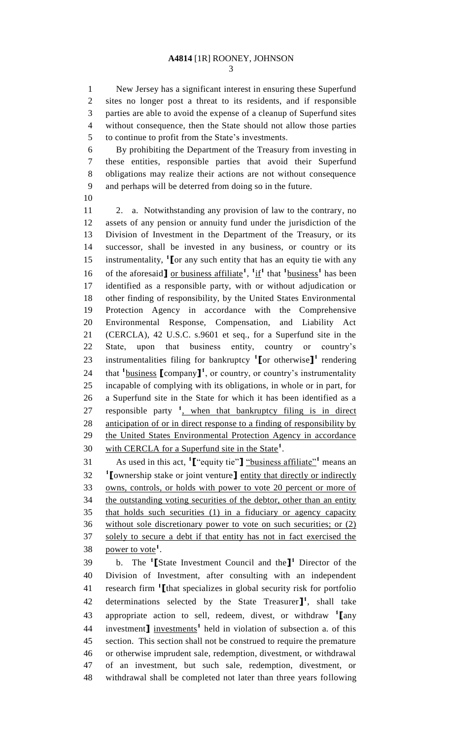New Jersey has a significant interest in ensuring these Superfund sites no longer post a threat to its residents, and if responsible parties are able to avoid the expense of a cleanup of Superfund sites without consequence, then the State should not allow those parties to continue to profit from the State's investments.

By prohibiting the Department of the Treasury from investing in these entities, responsible parties that avoid their Superfund obligations may realize their actions are not without consequence and perhaps will be deterred from doing so in the future.

2. a. Notwithstanding any provision of law to the contrary, no assets of any pension or annuity fund under the jurisdiction of the Division of Investment in the Department of the Treasury, or its successor, shall be invested in any business, or country or its instrumentality, [1]⟦or any such entity that has an equity tie with any of the aforesaid⟧ <u>or business affiliate</u>[1], [1]<u>if</u>[1] that [1]<u>business</u>[1] has been identified as a responsible party, with or without adjudication or other finding of responsibility, by the United States Environmental Protection Agency in accordance with the Comprehensive Environmental Response, Compensation, and Liability Act (CERCLA), 42 U.S.C. s.9601 et seq., for a Superfund site in the State, upon that business entity, country or country's instrumentalities filing for bankruptcy [1]⟦or otherwise⟧[1] rendering that [1]<u>business</u> ⟦company⟧[1], or country, or country's instrumentality incapable of complying with its obligations, in whole or in part, for a Superfund site in the State for which it has been identified as a responsible party [1]<u>, when that bankruptcy filing is in direct anticipation of or in direct response to a finding of responsibility by the United States Environmental Protection Agency in accordance with CERCLA for a Superfund site in the State</u>[1].

As used in this act, [1]⟦"equity tie"⟧ <u>"business affiliate"</u>[1] means an [1]⟦ownership stake or joint venture⟧ <u>entity that directly or indirectly owns, controls, or holds with power to vote 20 percent or more of the outstanding voting securities of the debtor, other than an entity that holds such securities (1) in a fiduciary or agency capacity without sole discretionary power to vote on such securities; or (2) solely to secure a debt if that entity has not in fact exercised the power to vote</u>[1].

b. The [1]⟦State Investment Council and the⟧[1] Director of the Division of Investment, after consulting with an independent research firm [1]⟦that specializes in global security risk for portfolio determinations selected by the State Treasurer⟧[1], shall take appropriate action to sell, redeem, divest, or withdraw [1]⟦any investment⟧ <u>investments</u>[1] held in violation of subsection a. of this section. This section shall not be construed to require the premature or otherwise imprudent sale, redemption, divestment, or withdrawal of an investment, but such sale, redemption, divestment, or withdrawal shall be completed not later than three years following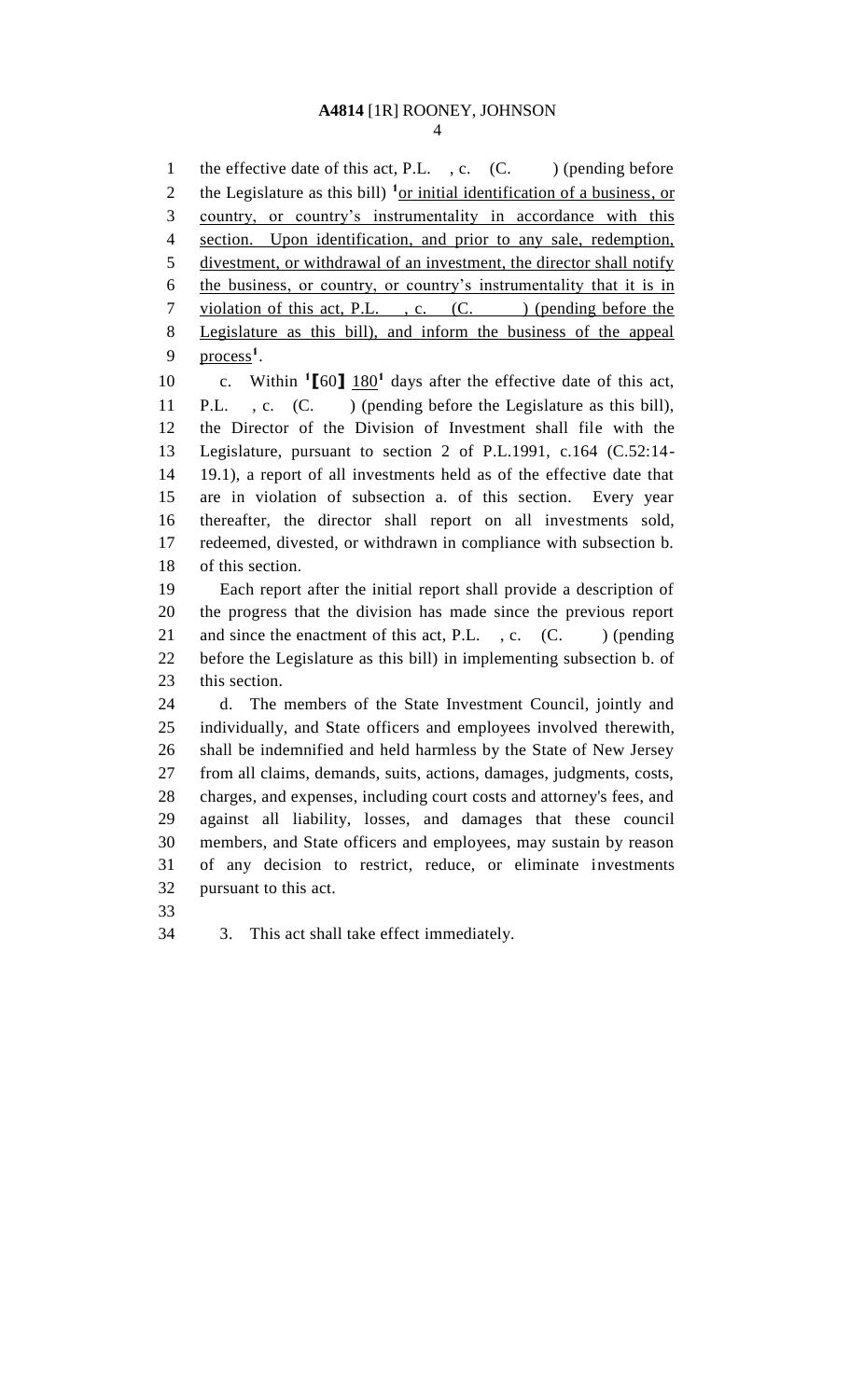the effective date of this act, P.L. , c. (C. ) (pending before the Legislature as this bill) [1]or initial identification of a business, or country, or country's instrumentality in accordance with this section. Upon identification, and prior to any sale, redemption, divestment, or withdrawal of an investment, the director shall notify the business, or country, or country's instrumentality that it is in violation of this act, P.L. , c. (C. ) (pending before the Legislature as this bill), and inform the business of the appeal process[1].

c. Within [1]⟦60⟧ 180[1] days after the effective date of this act, P.L. , c. (C. ) (pending before the Legislature as this bill), the Director of the Division of Investment shall file with the Legislature, pursuant to section 2 of P.L.1991, c.164 (C.52:14-19.1), a report of all investments held as of the effective date that are in violation of subsection a. of this section. Every year thereafter, the director shall report on all investments sold, redeemed, divested, or withdrawn in compliance with subsection b. of this section.

Each report after the initial report shall provide a description of the progress that the division has made since the previous report and since the enactment of this act, P.L. , c. (C. ) (pending before the Legislature as this bill) in implementing subsection b. of this section.

d. The members of the State Investment Council, jointly and individually, and State officers and employees involved therewith, shall be indemnified and held harmless by the State of New Jersey from all claims, demands, suits, actions, damages, judgments, costs, charges, and expenses, including court costs and attorney's fees, and against all liability, losses, and damages that these council members, and State officers and employees, may sustain by reason of any decision to restrict, reduce, or eliminate investments pursuant to this act.

3. This act shall take effect immediately.